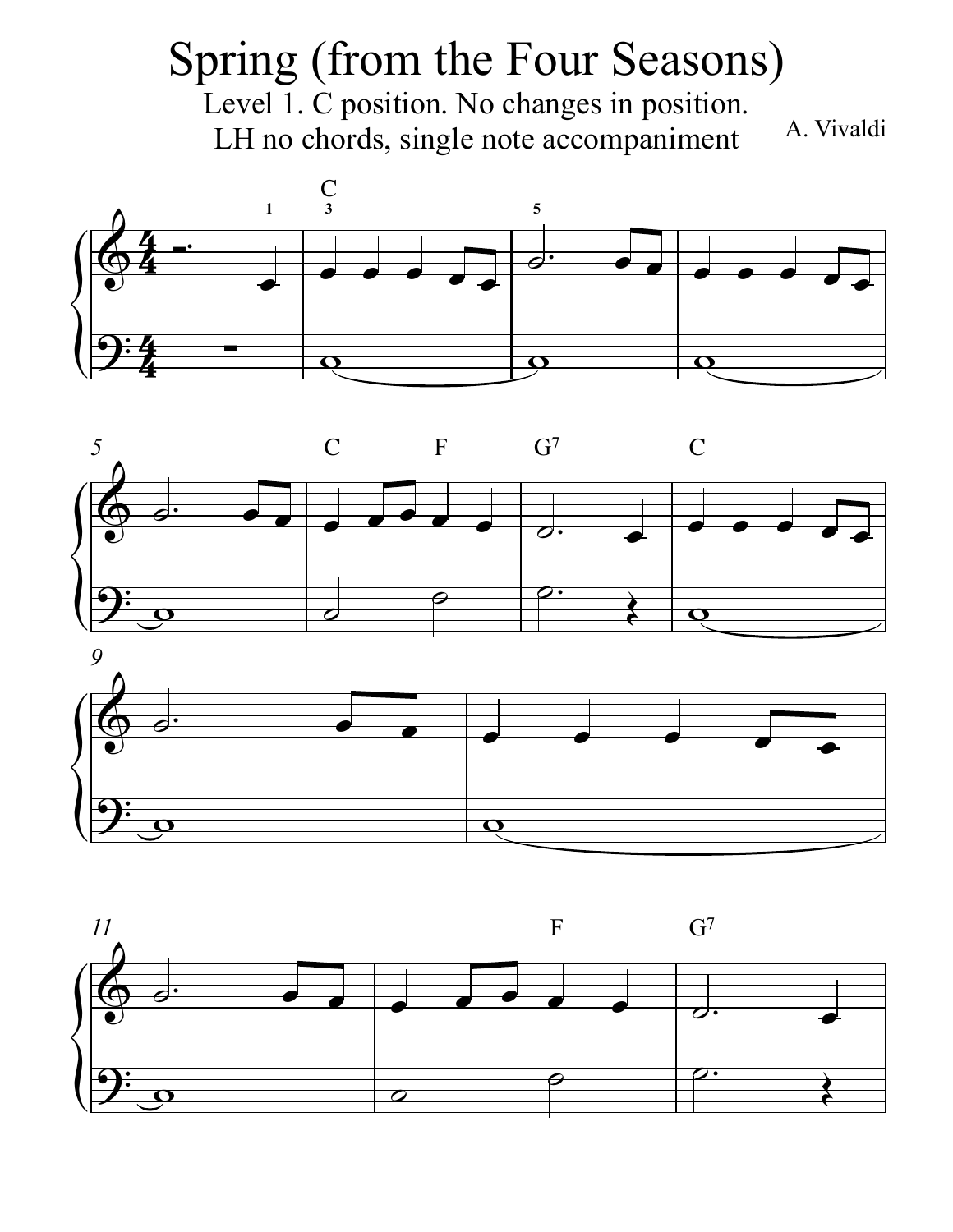# Spring (from the Four Seasons)

Level 1. C position. No changes in position.
LH no chords, single note accompaniment

A. Vivaldi